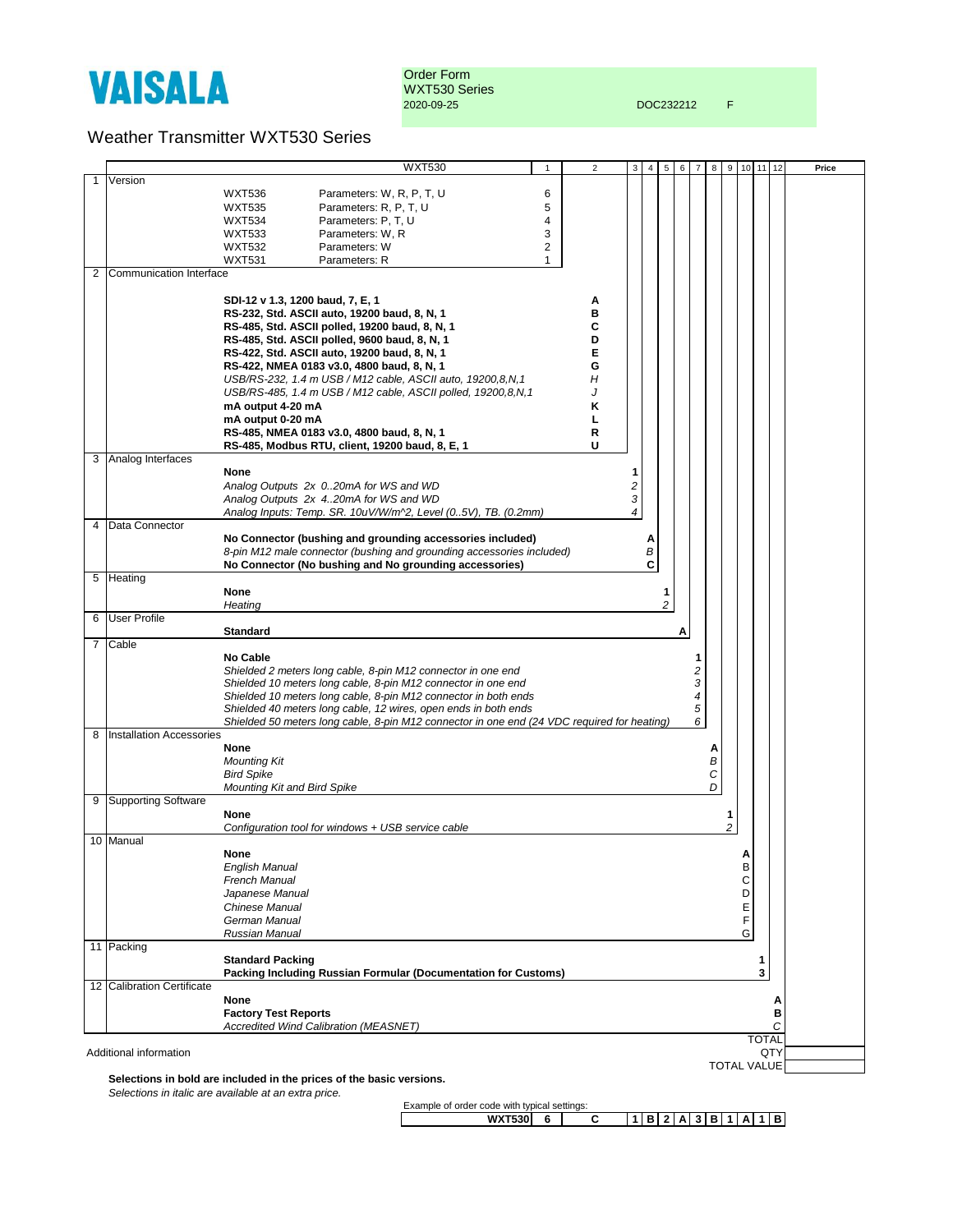VAISALA

Order Form
WXT530 Series
2020-09-25 DOC232212 F

# Weather Transmitter WXT530 Series

| | | WXT530 | 1 | 2 | 3 | 4 | 5 | 6 | 7 | 8 | 9 | 10 | 11 | 12 | Price |
|---|---|---|---|---|---|---|---|---|---|---|---|---|---|---|---|
| 1 | Version | | | | | | | | | | | | | | |
| | | WXT536 Parameters: W, R, P, T, U | 6 | | | | | | | | | | | | |
| | | WXT535 Parameters: R, P, T, U | 5 | | | | | | | | | | | | |
| | | WXT534 Parameters: P, T, U | 4 | | | | | | | | | | | | |
| | | WXT533 Parameters: W, R | 3 | | | | | | | | | | | | |
| | | WXT532 Parameters: W | 2 | | | | | | | | | | | | |
| | | WXT531 Parameters: R | 1 | | | | | | | | | | | | |
| 2 | Communication Interface | | | | | | | | | | | | | | |
| | | **SDI-12 v 1.3, 1200 baud, 7, E, 1** | | **A** | | | | | | | | | | | |
| | | **RS-232, Std. ASCII auto, 19200 baud, 8, N, 1** | | **B** | | | | | | | | | | | |
| | | **RS-485, Std. ASCII polled, 19200 baud, 8, N, 1** | | **C** | | | | | | | | | | | |
| | | **RS-485, Std. ASCII polled, 9600 baud, 8, N, 1** | | **D** | | | | | | | | | | | |
| | | **RS-422, Std. ASCII auto, 19200 baud, 8, N, 1** | | **E** | | | | | | | | | | | |
| | | **RS-422, NMEA 0183 v3.0, 4800 baud, 8, N, 1** | | **G** | | | | | | | | | | | |
| | | *USB/RS-232, 1.4 m USB / M12 cable, ASCII auto, 19200,8,N,1* | | *H* | | | | | | | | | | | |
| | | *USB/RS-485, 1.4 m USB / M12 cable, ASCII polled, 19200,8,N,1* | | *J* | | | | | | | | | | | |
| | | **mA output 4-20 mA** | | **K** | | | | | | | | | | | |
| | | **mA output 0-20 mA** | | **L** | | | | | | | | | | | |
| | | **RS-485, NMEA 0183 v3.0, 4800 baud, 8, N, 1** | | **R** | | | | | | | | | | | |
| | | **RS-485, Modbus RTU, client, 19200 baud, 8, E, 1** | | **U** | | | | | | | | | | | |
| 3 | Analog Interfaces | | | | | | | | | | | | | | |
| | | **None** | | | **1** | | | | | | | | | | |
| | | *Analog Outputs 2x 0..20mA for WS and WD* | | | *2* | | | | | | | | | | |
| | | *Analog Outputs 2x 4..20mA for WS and WD* | | | *3* | | | | | | | | | | |
| | | *Analog Inputs: Temp. SR. 10uV/W/m^2, Level (0..5V), TB. (0.2mm)* | | | *4* | | | | | | | | | | |
| 4 | Data Connector | | | | | | | | | | | | | | |
| | | **No Connector (bushing and grounding accessories included)** | | | | **A** | | | | | | | | | |
| | | *8-pin M12 male connector (bushing and grounding accessories included)* | | | | *B* | | | | | | | | | |
| | | **No Connector (No bushing and No grounding accessories)** | | | | **C** | | | | | | | | | |
| 5 | Heating | | | | | | | | | | | | | | |
| | | **None** | | | | | **1** | | | | | | | | |
| | | *Heating* | | | | | *2* | | | | | | | | |
| 6 | User Profile | | | | | | | | | | | | | | |
| | | **Standard** | | | | | | **A** | | | | | | | |
| 7 | Cable | | | | | | | | | | | | | | |
| | | **No Cable** | | | | | | | **1** | | | | | | |
| | | *Shielded 2 meters long cable, 8-pin M12 connector in one end* | | | | | | | *2* | | | | | | |
| | | *Shielded 10 meters long cable, 8-pin M12 connector in one end* | | | | | | | *3* | | | | | | |
| | | *Shielded 10 meters long cable, 8-pin M12 connector in both ends* | | | | | | | *4* | | | | | | |
| | | *Shielded 40 meters long cable, 12 wires, open ends in both ends* | | | | | | | *5* | | | | | | |
| | | *Shielded 50 meters long cable, 8-pin M12 connector in one end (24 VDC required for heating)* | | | | | | | *6* | | | | | | |
| 8 | Installation Accessories | | | | | | | | | | | | | | |
| | | **None** | | | | | | | | **A** | | | | | |
| | | *Mounting Kit* | | | | | | | | *B* | | | | | |
| | | *Bird Spike* | | | | | | | | *C* | | | | | |
| | | *Mounting Kit and Bird Spike* | | | | | | | | *D* | | | | | |
| 9 | Supporting Software | | | | | | | | | | | | | | |
| | | **None** | | | | | | | | | **1** | | | | |
| | | *Configuration tool for windows + USB service cable* | | | | | | | | | *2* | | | | |
| 10 | Manual | | | | | | | | | | | | | | |
| | | **None** | | | | | | | | | | **A** | | | |
| | | *English Manual* | | | | | | | | | | B | | | |
| | | *French Manual* | | | | | | | | | | C | | | |
| | | *Japanese Manual* | | | | | | | | | | D | | | |
| | | *Chinese Manual* | | | | | | | | | | E | | | |
| | | *German Manual* | | | | | | | | | | F | | | |
| | | *Russian Manual* | | | | | | | | | | G | | | |
| 11 | Packing | | | | | | | | | | | | | | |
| | | **Standard Packing** | | | | | | | | | | | **1** | | |
| | | **Packing Including Russian Formular (Documentation for Customs)** | | | | | | | | | | | **3** | | |
| 12 | Calibration Certificate | | | | | | | | | | | | | | |
| | | **None** | | | | | | | | | | | | **A** | |
| | | **Factory Test Reports** | | | | | | | | | | | | **B** | |
| | | *Accredited Wind Calibration (MEASNET)* | | | | | | | | | | | | *C* | |
| | | | | | | | | | | | | | | TOTAL | |
| | | | | | | | | | | | | | | QTY | |
| | | | | | | | | | | | | | | TOTAL VALUE | |

Additional information

**Selections in bold are included in the prices of the basic versions.**
*Selections in italic are available at an extra price.*

Example of order code with typical settings:

| WXT530 | 6 | C | 1 | B | 2 | A | 3 | B | 1 | A | 1 | B |
|---|---|---|---|---|---|---|---|---|---|---|---|---|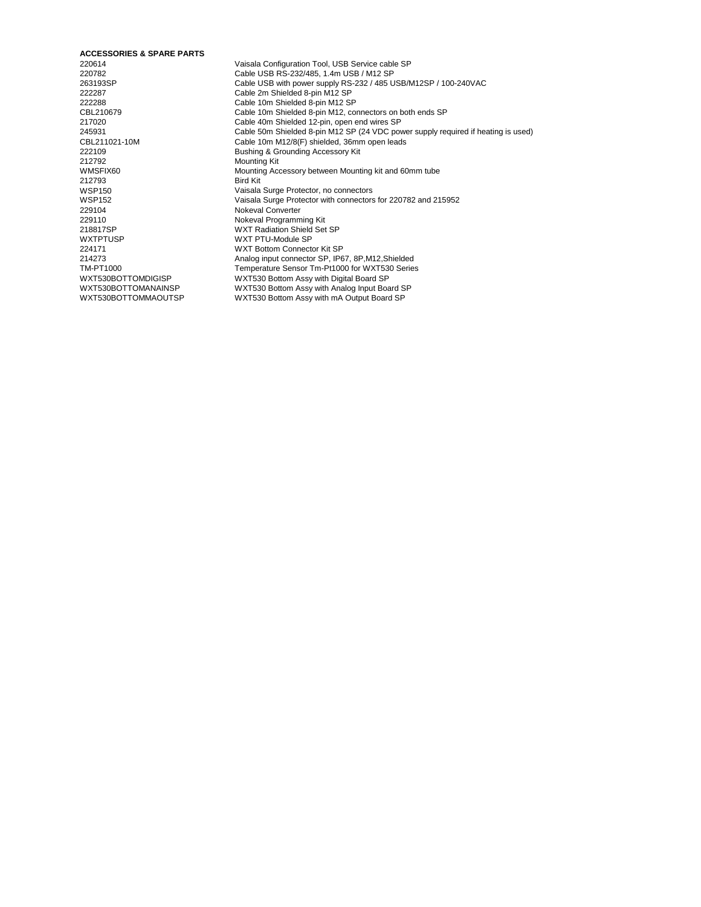**ACCESSORIES & SPARE PARTS**

| | |
|---|---|
| 220614 | Vaisala Configuration Tool, USB Service cable SP |
| 220782 | Cable USB RS-232/485, 1.4m USB / M12 SP |
| 263193SP | Cable USB with power supply RS-232 / 485 USB/M12SP / 100-240VAC |
| 222287 | Cable 2m Shielded 8-pin M12 SP |
| 222288 | Cable 10m Shielded 8-pin M12 SP |
| CBL210679 | Cable 10m Shielded 8-pin M12, connectors on both ends SP |
| 217020 | Cable 40m Shielded 12-pin, open end wires SP |
| 245931 | Cable 50m Shielded 8-pin M12 SP (24 VDC power supply required if heating is used) |
| CBL211021-10M | Cable 10m M12/8(F) shielded, 36mm open leads |
| 222109 | Bushing & Grounding Accessory Kit |
| 212792 | Mounting Kit |
| WMSFIX60 | Mounting Accessory between Mounting kit and 60mm tube |
| 212793 | Bird Kit |
| WSP150 | Vaisala Surge Protector, no connectors |
| WSP152 | Vaisala Surge Protector with connectors for 220782 and 215952 |
| 229104 | Nokeval Converter |
| 229110 | Nokeval Programming Kit |
| 218817SP | WXT Radiation Shield Set SP |
| WXTPTUSP | WXT PTU-Module SP |
| 224171 | WXT Bottom Connector Kit SP |
| 214273 | Analog input connector SP, IP67, 8P,M12,Shielded |
| TM-PT1000 | Temperature Sensor Tm-Pt1000 for WXT530 Series |
| WXT530BOTTOMDIGISP | WXT530 Bottom Assy with Digital Board SP |
| WXT530BOTTOMANAINSP | WXT530 Bottom Assy with Analog Input Board SP |
| WXT530BOTTOMMAOUTSP | WXT530 Bottom Assy with mA Output Board SP |